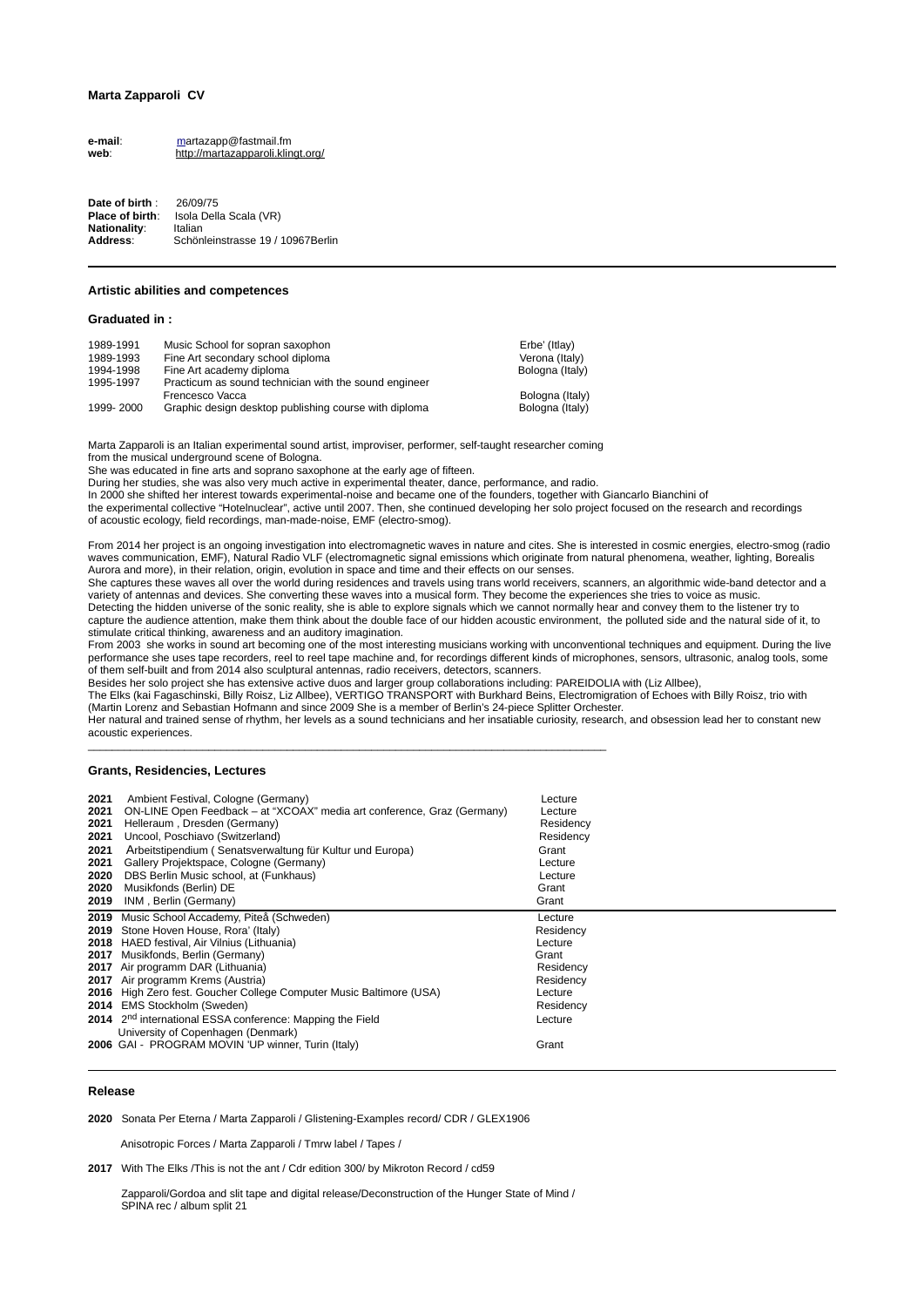**Marta Zapparoli CV**

**e-mail**: martazapp@fastmail.fm
**web**: http://martazapparoli.klingt.org/

**Date of birth** : 26/09/75
**Place of birth**: Isola Della Scala (VR)
**Nationality**: Italian
**Address**: Schönleinstrasse 19 / 10967Berlin

---

## Artistic abilities and competences

### Graduated in :

| | | |
|---|---|---|
| 1989-1991 | Music School for sopran saxophon | Erbe' (Itlay) |
| 1989-1993 | Fine Art secondary school diploma | Verona (Italy) |
| 1994-1998 | Fine Art academy diploma | Bologna (Italy) |
| 1995-1997 | Practicum as sound technician with the sound engineer Frencesco Vacca | Bologna (Italy) |
| 1999- 2000 | Graphic design desktop publishing course with diploma | Bologna (Italy) |

Marta Zapparoli is an Italian experimental sound artist, improviser, performer, self-taught researcher coming from the musical underground scene of Bologna.
She was educated in fine arts and soprano saxophone at the early age of fifteen.
During her studies, she was also very much active in experimental theater, dance, performance, and radio.
In 2000 she shifted her interest towards experimental-noise and became one of the founders, together with Giancarlo Bianchini of the experimental collective "Hotelnuclear", active until 2007. Then, she continued developing her solo project focused on the research and recordings of acoustic ecology, field recordings, man-made-noise, EMF (electro-smog).

From 2014 her project is an ongoing investigation into electromagnetic waves in nature and cites. She is interested in cosmic energies, electro-smog (radio waves communication, EMF), Natural Radio VLF (electromagnetic signal emissions which originate from natural phenomena, weather, lighting, Borealis Aurora and more), in their relation, origin, evolution in space and time and their effects on our senses.
She captures these waves all over the world during residences and travels using trans world receivers, scanners, an algorithmic wide-band detector and a variety of antennas and devices. She converting these waves into a musical form. They become the experiences she tries to voice as music.
Detecting the hidden universe of the sonic reality, she is able to explore signals which we cannot normally hear and convey them to the listener try to capture the audience attention, make them think about the double face of our hidden acoustic environment, the polluted side and the natural side of it, to stimulate critical thinking, awareness and an auditory imagination.
From 2003 she works in sound art becoming one of the most interesting musicians working with unconventional techniques and equipment. During the live performance she uses tape recorders, reel to reel tape machine and, for recordings different kinds of microphones, sensors, ultrasonic, analog tools, some of them self-built and from 2014 also sculptural antennas, radio receivers, detectors, scanners.
Besides her solo project she has extensive active duos and larger group collaborations including: PAREIDOLIA with (Liz Allbee),
The Elks (kai Fagaschinski, Billy Roisz, Liz Allbee), VERTIGO TRANSPORT with Burkhard Beins, Electromigration of Echoes with Billy Roisz, trio with (Martin Lorenz and Sebastian Hofmann and since 2009 She is a member of Berlin's 24-piece Splitter Orchester.
Her natural and trained sense of rhythm, her levels as a sound technicians and her insatiable curiosity, research, and obsession lead her to constant new acoustic experiences.

---

## Grants, Residencies, Lectures

| | | |
|---|---|---|
| **2021** | Ambient Festival, Cologne (Germany) | Lecture |
| **2021** | ON-LINE Open Feedback – at "XCOAX" media art conference, Graz (Germany) | Lecture |
| **2021** | Helleraum , Dresden (Germany) | Residency |
| **2021** | Uncool, Poschiavo (Switzerland) | Residency |
| **2021** | Arbeitstipendium ( Senatsverwaltung für Kultur und Europa) | Grant |
| **2021** | Gallery Projektspace, Cologne (Germany) | Lecture |
| **2020** | DBS Berlin Music school, at (Funkhaus) | Lecture |
| **2020** | Musikfonds (Berlin) DE | Grant |
| **2019** | INM , Berlin (Germany) | Grant |
| **2019** | Music School Accademy, Piteå (Schweden) | Lecture |
| **2019** | Stone Hoven House, Rora' (Italy) | Residency |
| **2018** | HAED festival, Air Vilnius (Lithuania) | Lecture |
| **2017** | Musikfonds, Berlin (Germany) | Grant |
| **2017** | Air programm DAR (Lithuania) | Residency |
| **2017** | Air programm Krems (Austria) | Residency |
| **2016** | High Zero fest. Goucher College Computer Music Baltimore (USA) | Lecture |
| **2014** | EMS Stockholm (Sweden) | Residency |
| **2014** | 2nd international ESSA conference: Mapping the Field University of Copenhagen (Denmark) | Lecture |
| **2006** | GAI - PROGRAM MOVIN 'UP winner, Turin (Italy) | Grant |

---

## Release

**2020** Sonata Per Eterna / Marta Zapparoli / Glistening-Examples record/ CDR / GLEX1906

Anisotropic Forces / Marta Zapparoli / Tmrw label / Tapes /

**2017** With The Elks /This is not the ant / Cdr edition 300/ by Mikroton Record / cd59

Zapparoli/Gordoa and slit tape and digital release/Deconstruction of the Hunger State of Mind / SPINA rec / album split 21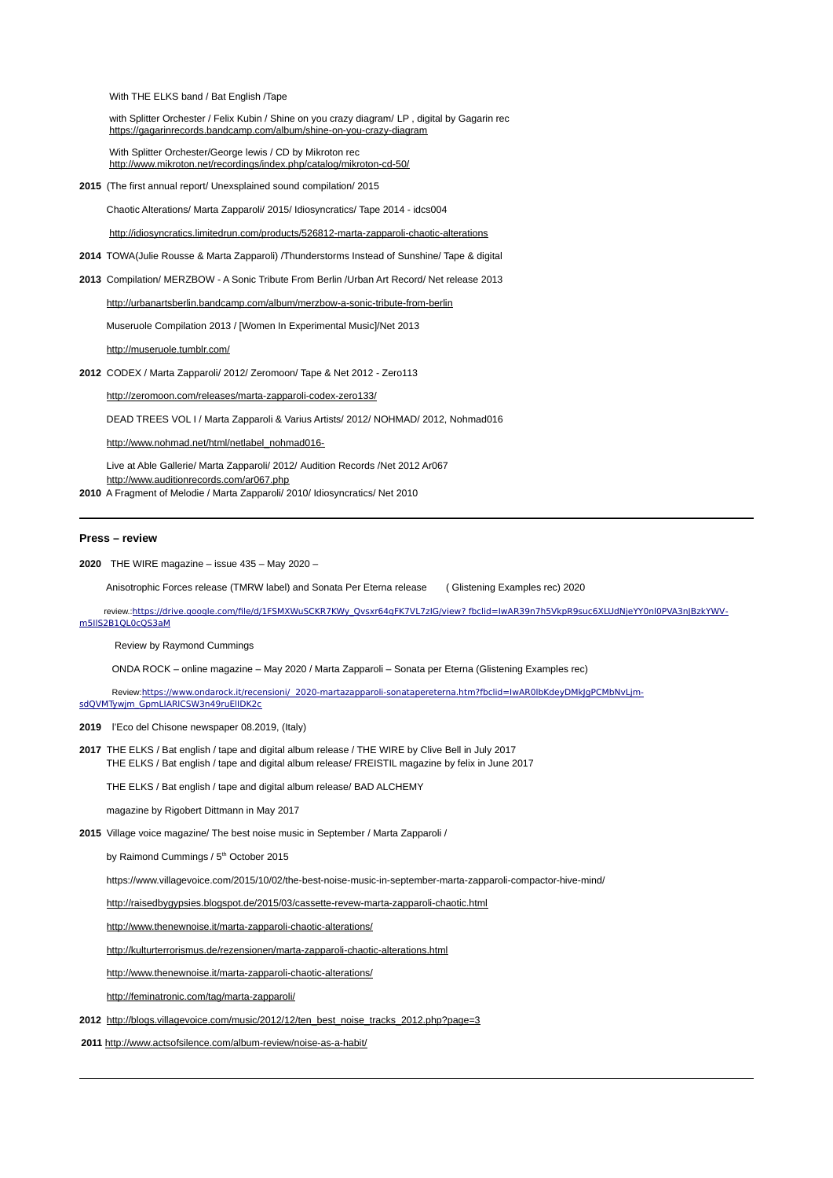With THE ELKS band / Bat English /Tape

with Splitter Orchester / Felix Kubin / Shine on you crazy diagram/ LP , digital by Gagarin rec
https://gagarinrecords.bandcamp.com/album/shine-on-you-crazy-diagram

With Splitter Orchester/George lewis / CD by Mikroton rec
http://www.mikroton.net/recordings/index.php/catalog/mikroton-cd-50/

**2015** (The first annual report/ Unexsplained sound compilation/ 2015

Chaotic Alterations/ Marta Zapparoli/ 2015/ Idiosyncratics/ Tape 2014 - idcs004

http://idiosyncratics.limitedrun.com/products/526812-marta-zapparoli-chaotic-alterations

**2014** TOWA(Julie Rousse & Marta Zapparoli) /Thunderstorms Instead of Sunshine/ Tape & digital

**2013** Compilation/ MERZBOW - A Sonic Tribute From Berlin /Urban Art Record/ Net release 2013

http://urbanartsberlin.bandcamp.com/album/merzbow-a-sonic-tribute-from-berlin

Museruole Compilation 2013 / [Women In Experimental Music]/Net 2013

http://museruole.tumblr.com/

**2012** CODEX / Marta Zapparoli/ 2012/ Zeromoon/ Tape & Net 2012 - Zero113

http://zeromoon.com/releases/marta-zapparoli-codex-zero133/

DEAD TREES VOL I / Marta Zapparoli & Varius Artists/ 2012/ NOHMAD/ 2012, Nohmad016

http://www.nohmad.net/html/netlabel_nohmad016-

Live at Able Gallerie/ Marta Zapparoli/ 2012/ Audition Records /Net 2012 Ar067
http://www.auditionrecords.com/ar067.php

**2010** A Fragment of Melodie / Marta Zapparoli/ 2010/ Idiosyncratics/ Net 2010

---

**Press – review**

**2020** THE WIRE magazine – issue 435 – May 2020 –

Anisotrophic Forces release (TMRW label) and Sonata Per Eterna release ( Glistening Examples rec) 2020

review.:https://drive.google.com/file/d/1FSMXWuSCKR7KWy_Qvsxr64qFK7VL7zIG/view?fbclid=IwAR39n7h5VkpR9suc6XLUdNjeYY0nl0PVA3nJBzkYWV-m5IIS2B1QL0cQS3aM

Review by Raymond Cummings

ONDA ROCK – online magazine – May 2020 / Marta Zapparoli – Sonata per Eterna (Glistening Examples rec)

Review:https://www.ondarock.it/recensioni/_2020-martazapparoli-sonatapereterna.htm?fbclid=IwAR0lbKdeyDMkJgPCMbNvLjm-sdQVMTywjm_GpmLIARlCSW3n49ruElIDK2c

**2019** l'Eco del Chisone newspaper 08.2019, (Italy)

**2017** THE ELKS / Bat english / tape and digital album release / THE WIRE by Clive Bell in July 2017
THE ELKS / Bat english / tape and digital album release/ FREISTIL magazine by felix in June 2017

THE ELKS / Bat english / tape and digital album release/ BAD ALCHEMY

magazine by Rigobert Dittmann in May 2017

**2015** Village voice magazine/ The best noise music in September / Marta Zapparoli /

by Raimond Cummings / 5th October 2015

https://www.villagevoice.com/2015/10/02/the-best-noise-music-in-september-marta-zapparoli-compactor-hive-mind/

http://raisedbygypsies.blogspot.de/2015/03/cassette-revew-marta-zapparoli-chaotic.html

http://www.thenewnoise.it/marta-zapparoli-chaotic-alterations/

http://kulturterrorismus.de/rezensionen/marta-zapparoli-chaotic-alterations.html

http://www.thenewnoise.it/marta-zapparoli-chaotic-alterations/

http://feminatronic.com/tag/marta-zapparoli/

**2012** http://blogs.villagevoice.com/music/2012/12/ten_best_noise_tracks_2012.php?page=3

**2011** http://www.actsofsilence.com/album-review/noise-as-a-habit/

---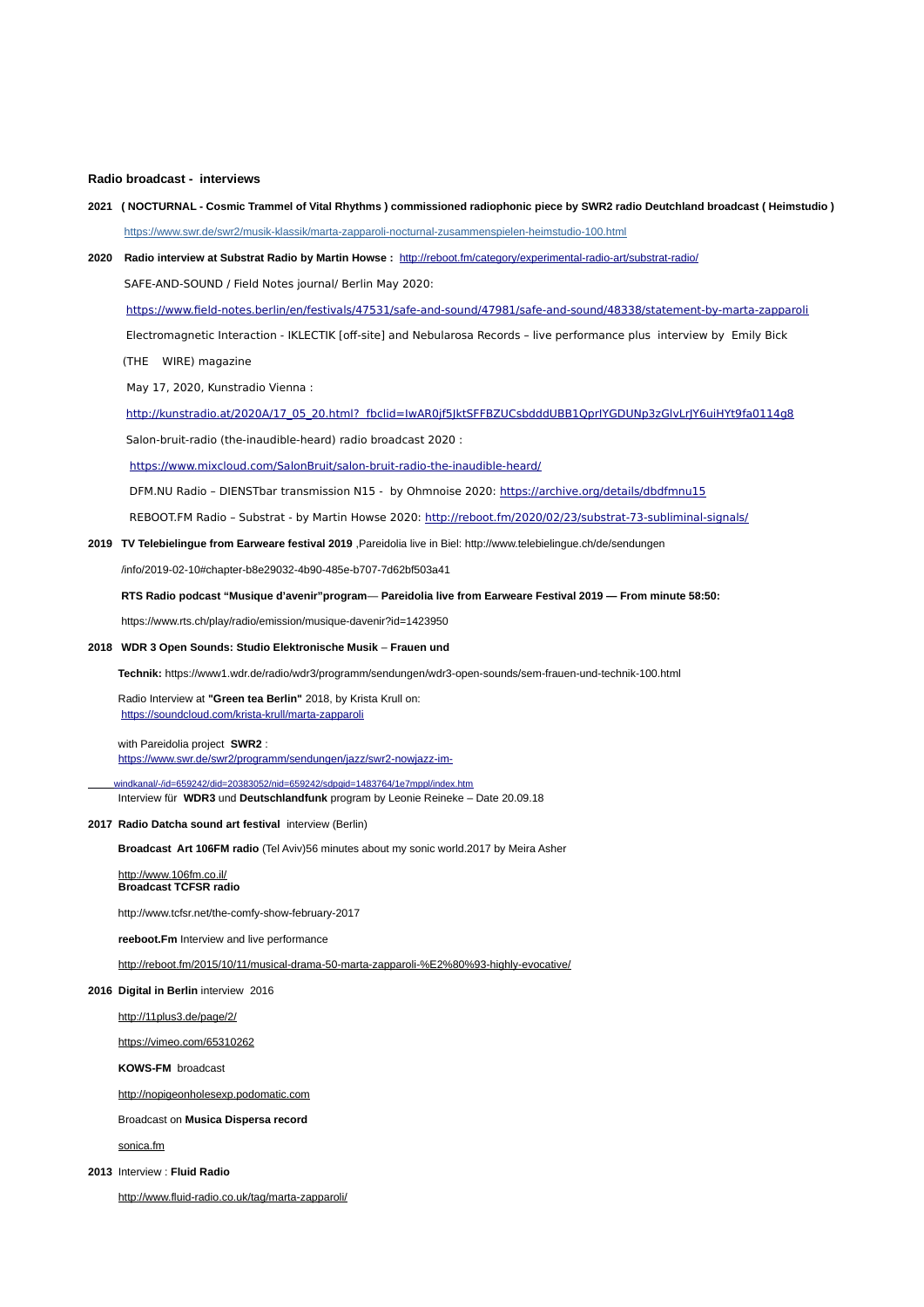**Radio broadcast - interviews**

**2021 ( NOCTURNAL - Cosmic Trammel of Vital Rhythms ) commissioned radiophonic piece by SWR2 radio Deutchland broadcast ( Heimstudio )**

https://www.swr.de/swr2/musik-klassik/marta-zapparoli-nocturnal-zusammenspielen-heimstudio-100.html

**2020 Radio interview at Substrat Radio by Martin Howse :** http://reboot.fm/category/experimental-radio-art/substrat-radio/

SAFE-AND-SOUND / Field Notes journal/ Berlin May 2020:

https://www.field-notes.berlin/en/festivals/47531/safe-and-sound/47981/safe-and-sound/48338/statement-by-marta-zapparoli

Electromagnetic Interaction - IKLECTIK [off-site] and Nebularosa Records – live performance plus interview by Emily Bick (THE WIRE) magazine

May 17, 2020, Kunstradio Vienna :

http://kunstradio.at/2020A/17_05_20.html?_fbclid=IwAR0jf5JktSFFBZUCsbdddUBB1QprlYGDUNp3zGlvLrJY6uiHYt9fa0114g8

Salon-bruit-radio (the-inaudible-heard) radio broadcast 2020 :

https://www.mixcloud.com/SalonBruit/salon-bruit-radio-the-inaudible-heard/

DFM.NU Radio – DIENSTbar transmission N15 - by Ohmnoise 2020: https://archive.org/details/dbdfmnu15

REBOOT.FM Radio – Substrat - by Martin Howse 2020: http://reboot.fm/2020/02/23/substrat-73-subliminal-signals/

**2019 TV Telebielingue from Earweare festival 2019** ,Pareidolia live in Biel: http://www.telebielingue.ch/de/sendungen /info/2019-02-10#chapter-b8e29032-4b90-485e-b707-7d62bf503a41

**RTS Radio podcast "Musique d'avenir"program— Pareidolia live from Earweare Festival 2019 — From minute 58:50:**

https://www.rts.ch/play/radio/emission/musique-davenir?id=1423950

**2018 WDR 3 Open Sounds: Studio Elektronische Musik – Frauen und Technik:** https://www1.wdr.de/radio/wdr3/programm/sendungen/wdr3-open-sounds/sem-frauen-und-technik-100.html

Radio Interview at **"Green tea Berlin"** 2018, by Krista Krull on:
https://soundcloud.com/krista-krull/marta-zapparoli

with Pareidolia project **SWR2** :
https://www.swr.de/swr2/programm/sendungen/jazz/swr2-nowjazz-im-windkanal/-/id=659242/did=20383052/nid=659242/sdpgid=1483764/1e7mppl/index.htm

Interview für **WDR3** und **Deutschlandfunk** program by Leonie Reineke – Date 20.09.18

**2017 Radio Datcha sound art festival** interview (Berlin)

**Broadcast Art 106FM radio** (Tel Aviv)56 minutes about my sonic world.2017 by Meira Asher

http://www.106fm.co.il/

**Broadcast TCFSR radio**

http://www.tcfsr.net/the-comfy-show-february-2017

**reeboot.Fm** Interview and live performance

http://reboot.fm/2015/10/11/musical-drama-50-marta-zapparoli-%E2%80%93-highly-evocative/

**2016 Digital in Berlin** interview 2016

http://11plus3.de/page/2/

https://vimeo.com/65310262

**KOWS-FM** broadcast

http://nopigeonholesexp.podomatic.com

Broadcast on **Musica Dispersa record**

sonica.fm

**2013** Interview : **Fluid Radio**

http://www.fluid-radio.co.uk/tag/marta-zapparoli/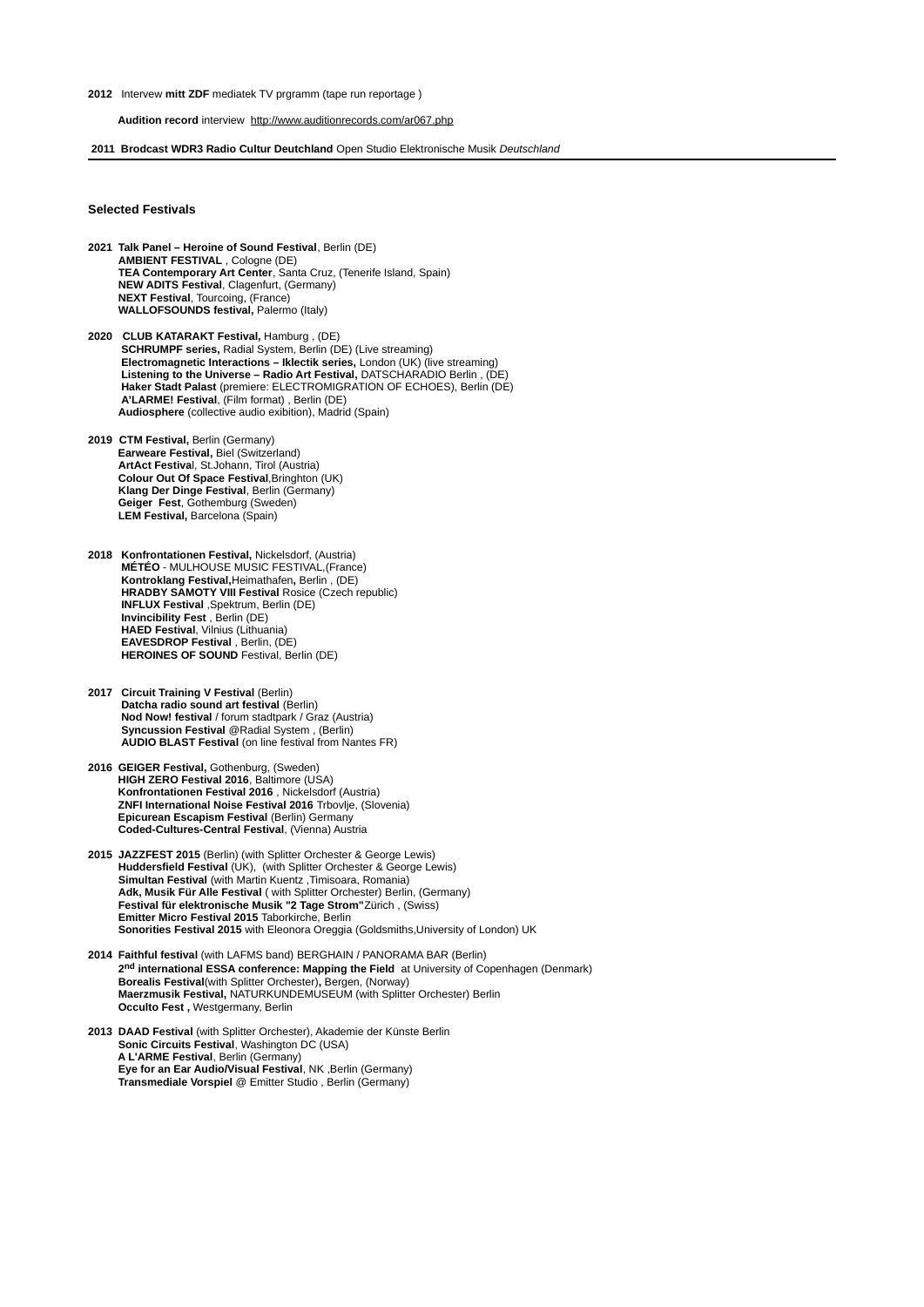**2012** Intervew **mitt ZDF** mediatek TV prgramm (tape run reportage )

**Audition record** interview http://www.auditionrecords.com/ar067.php

**2011 Brodcast WDR3 Radio Cultur Deutchland** Open Studio Elektronische Musik *Deutschland*

---

### Selected Festivals

**2021 Talk Panel – Heroine of Sound Festival**, Berlin (DE)
**AMBIENT FESTIVAL** , Cologne (DE)
**TEA Contemporary Art Center**, Santa Cruz, (Tenerife Island, Spain)
**NEW ADITS Festival**, Clagenfurt, (Germany)
**NEXT Festival**, Tourcoing, (France)
**WALLOFSOUNDS festival,** Palermo (Italy)

**2020 CLUB KATARAKT Festival,** Hamburg , (DE)
**SCHRUMPF series,** Radial System, Berlin (DE) (Live streaming)
**Electromagnetic Interactions – Iklectik series,** London (UK) (live streaming)
**Listening to the Universe – Radio Art Festival,** DATSCHARADIO Berlin , (DE)
**Haker Stadt Palast** (premiere: ELECTROMIGRATION OF ECHOES), Berlin (DE)
**A'LARME! Festival**, (Film format) , Berlin (DE)
**Audiosphere** (collective audio exibition), Madrid (Spain)

**2019 CTM Festival,** Berlin (Germany)
**Earweare Festival,** Biel (Switzerland)
**ArtAct Festiva**l, St.Johann, Tirol (Austria)
**Colour Out Of Space Festival**,Bringhton (UK)
**Klang Der Dinge Festival**, Berlin (Germany)
**Geiger Fest**, Gothemburg (Sweden)
**LEM Festival,** Barcelona (Spain)

**2018 Konfrontationen Festival,** Nickelsdorf, (Austria)
**MÉTÉO** - MULHOUSE MUSIC FESTIVAL,(France)
**Kontroklang Festival,**Heimathafen**,** Berlin , (DE)
**HRADBY SAMOTY VIII Festival** Rosice (Czech republic)
**INFLUX Festival** ,Spektrum, Berlin (DE)
**Invincibility Fest** , Berlin (DE)
**HAED Festival**, Vilnius (Lithuania)
**EAVESDROP Festival** , Berlin, (DE)
**HEROINES OF SOUND** Festival, Berlin (DE)

**2017 Circuit Training V Festival** (Berlin)
**Datcha radio sound art festival** (Berlin)
**Nod Now! festival** / forum stadtpark / Graz (Austria)
**Syncussion Festival** @Radial System , (Berlin)
**AUDIO BLAST Festival** (on line festival from Nantes FR)

**2016 GEIGER Festival,** Gothenburg, (Sweden)
**HIGH ZERO Festival 2016**, Baltimore (USA)
**Konfrontationen Festival 2016** , Nickelsdorf (Austria)
**ZNFI International Noise Festival 2016** Trbovlje, (Slovenia)
**Epicurean Escapism Festival** (Berlin) Germany
**Coded-Cultures-Central Festival**, (Vienna) Austria

**2015 JAZZFEST 2015** (Berlin) (with Splitter Orchester & George Lewis)
**Huddersfield Festival** (UK), (with Splitter Orchester & George Lewis)
**Simultan Festival** (with Martin Kuentz ,Timisoara, Romania)
**Adk, Musik Für Alle Festival** ( with Splitter Orchester) Berlin, (Germany)
**Festival für elektronische Musik "2 Tage Strom"**Zürich , (Swiss)
**Emitter Micro Festival 2015** Taborkirche, Berlin
**Sonorities Festival 2015** with Eleonora Oreggia (Goldsmiths,University of London) UK

**2014 Faithful festival** (with LAFMS band) BERGHAIN / PANORAMA BAR (Berlin)
**2nd international ESSA conference: Mapping the Field** at University of Copenhagen (Denmark)
**Borealis Festival**(with Splitter Orchester)**,** Bergen, (Norway)
**Maerzmusik Festival,** NATURKUNDEMUSEUM (with Splitter Orchester) Berlin
**Occulto Fest ,** Westgermany, Berlin

**2013 DAAD Festival** (with Splitter Orchester), Akademie der Künste Berlin
**Sonic Circuits Festival**, Washington DC (USA)
**A L'ARME Festival**, Berlin (Germany)
**Eye for an Ear Audio/Visual Festival**, NK ,Berlin (Germany)
**Transmediale Vorspiel** @ Emitter Studio , Berlin (Germany)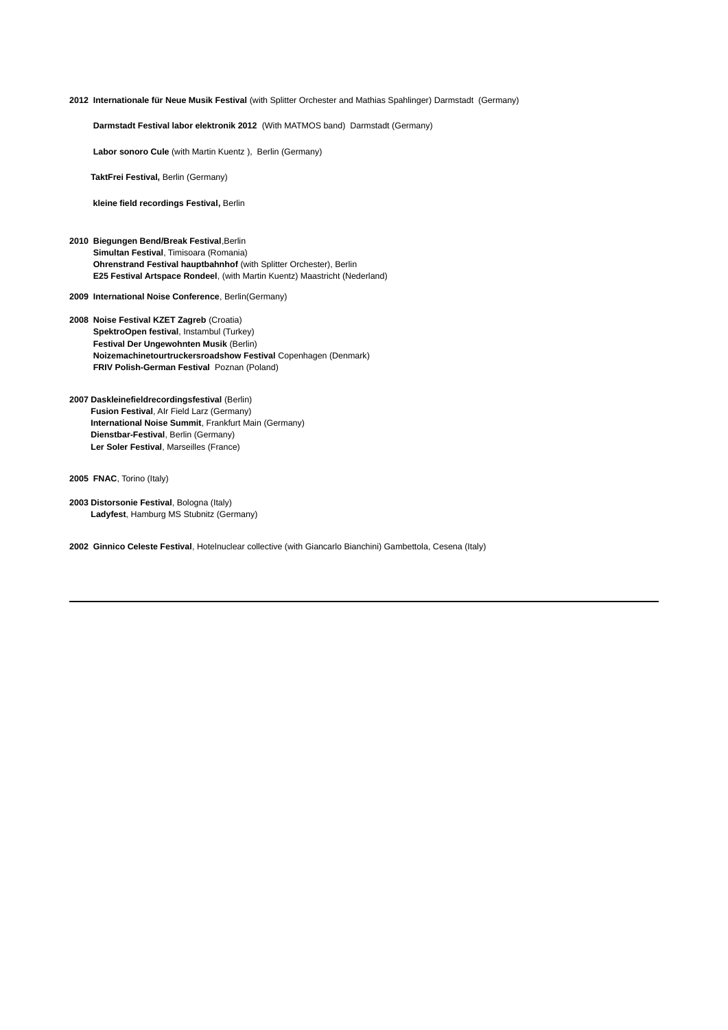**2012 Internationale für Neue Musik Festival** (with Splitter Orchester and Mathias Spahlinger) Darmstadt (Germany)

**Darmstadt Festival labor elektronik 2012** (With MATMOS band) Darmstadt (Germany)

**Labor sonoro Cule** (with Martin Kuentz ), Berlin (Germany)

**TaktFrei Festival,** Berlin (Germany)

**kleine field recordings Festival,** Berlin

**2010 Biegungen Bend/Break Festival**,Berlin
**Simultan Festival**, Timisoara (Romania)
**Ohrenstrand Festival hauptbahnhof** (with Splitter Orchester), Berlin
**E25 Festival Artspace Rondeel**, (with Martin Kuentz) Maastricht (Nederland)

**2009 International Noise Conference**, Berlin(Germany)

**2008 Noise Festival KZET Zagreb** (Croatia)
**SpektroOpen festival**, Instambul (Turkey)
**Festival Der Ungewohnten Musik** (Berlin)
**Noizemachinetourtruckersroadshow Festival** Copenhagen (Denmark)
**FRIV Polish-German Festival** Poznan (Poland)

**2007 Daskleinefieldrecordingsfestival** (Berlin)
**Fusion Festival**, AIr Field Larz (Germany)
**International Noise Summit**, Frankfurt Main (Germany)
**Dienstbar-Festival**, Berlin (Germany)
**Ler Soler Festival**, Marseilles (France)

**2005 FNAC**, Torino (Italy)

**2003 Distorsonie Festival**, Bologna (Italy)
**Ladyfest**, Hamburg MS Stubnitz (Germany)

**2002 Ginnico Celeste Festival**, Hotelnuclear collective (with Giancarlo Bianchini) Gambettola, Cesena (Italy)

---